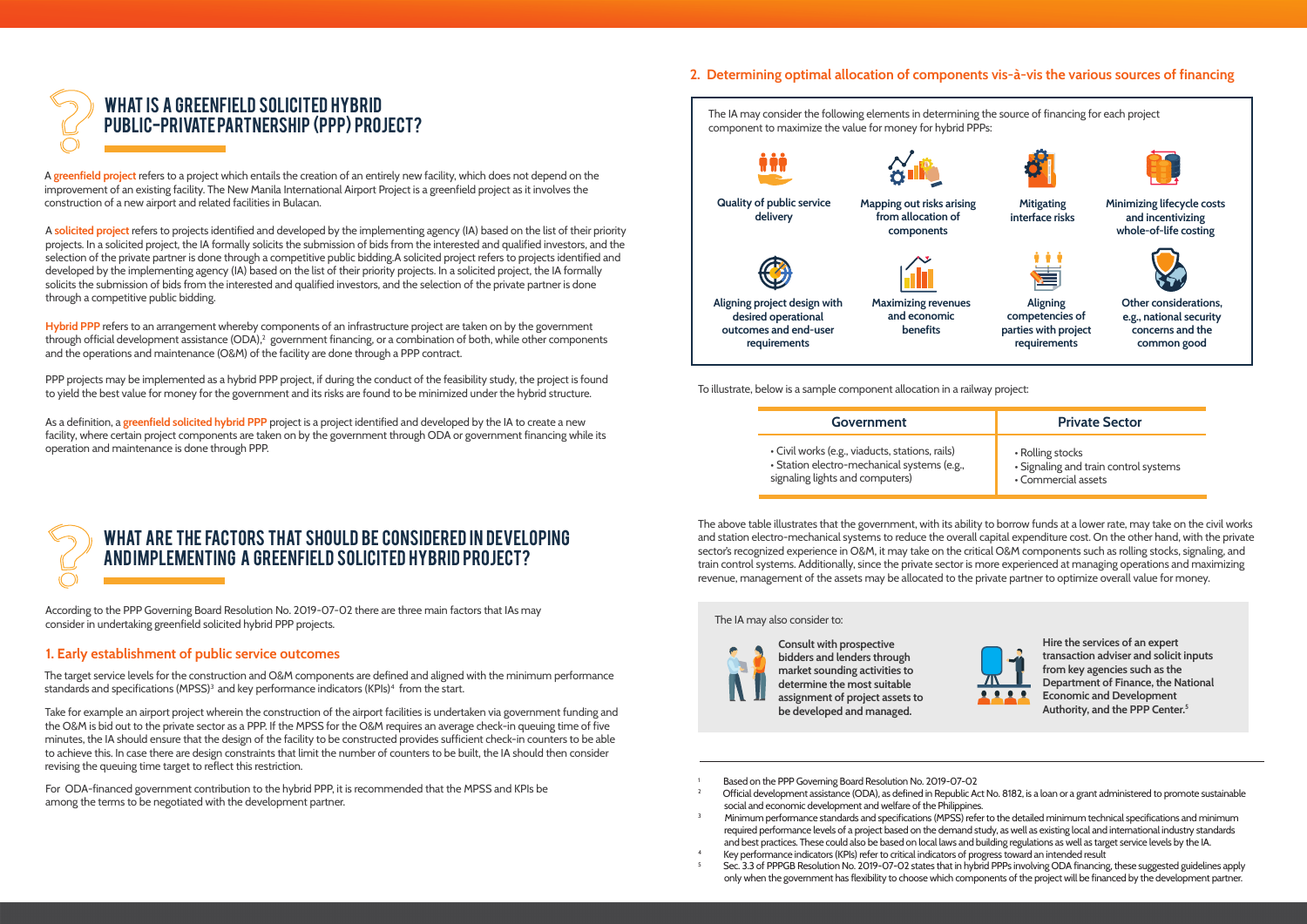# WHAT IS A GREENFIELD SOLICITED HYBRID PUBLIC-PRIVATE PARTNERSHIP (PPP) PROJECT?

A **greenfield project** refers to a project which entails the creation of an entirely new facility, which does not depend on the improvement of an existing facility. The New Manila International Airport Project is a greenfield project as it involves the construction of a new airport and related facilities in Bulacan.

A **solicited project** refers to projects identified and developed by the implementing agency (IA) based on the list of their priority projects. In a solicited project, the IA formally solicits the submission of bids from the interested and qualified investors, and the selection of the private partner is done through a competitive public bidding.A solicited project refers to projects identified and developed by the implementing agency (IA) based on the list of their priority projects. In a solicited project, the IA formally solicits the submission of bids from the interested and qualified investors, and the selection of the private partner is done through a competitive public bidding.

**Hybrid PPP** refers to an arrangement whereby components of an infrastructure project are taken on by the government through official development assistance (ODA),[2] government financing, or a combination of both, while other components and the operations and maintenance (O&M) of the facility are done through a PPP contract.

PPP projects may be implemented as a hybrid PPP project, if during the conduct of the feasibility study, the project is found to yield the best value for money for the government and its risks are found to be minimized under the hybrid structure.

As a definition, a **greenfield solicited hybrid PPP** project is a project identified and developed by the IA to create a new facility, where certain project components are taken on by the government through ODA or government financing while its operation and maintenance is done through PPP.

# WHAT ARE THE FACTORS THAT SHOULD BE CONSIDERED IN DEVELOPING AND IMPLEMENTING A GREENFIELD SOLICITED HYBRID PROJECT?

According to the PPP Governing Board Resolution No. 2019-07-02 there are three main factors that IAs may consider in undertaking greenfield solicited hybrid PPP projects.

## 1. Early establishment of public service outcomes

The target service levels for the construction and O&M components are defined and aligned with the minimum performance standards and specifications (MPSS)[3] and key performance indicators (KPIs)[4] from the start.

Take for example an airport project wherein the construction of the airport facilities is undertaken via government funding and the O&M is bid out to the private sector as a PPP. If the MPSS for the O&M requires an average check-in queuing time of five minutes, the IA should ensure that the design of the facility to be constructed provides sufficient check-in counters to be able to achieve this. In case there are design constraints that limit the number of counters to be built, the IA should then consider revising the queuing time target to reflect this restriction.

For ODA-financed government contribution to the hybrid PPP, it is recommended that the MPSS and KPIs be among the terms to be negotiated with the development partner.

## 2. Determining optimal allocation of components vis-à-vis the various sources of financing

The IA may consider the following elements in determining the source of financing for each project component to maximize the value for money for hybrid PPPs:

- **Quality of public service delivery**
- **Mapping out risks arising from allocation of components**
- **Mitigating interface risks**
- **Minimizing lifecycle costs and incentivizing whole-of-life costing**
- **Aligning project design with desired operational outcomes and end-user requirements**
- **Maximizing revenues and economic benefits**
- **Aligning competencies of parties with project requirements**
- **Other considerations, e.g., national security concerns and the common good**

To illustrate, below is a sample component allocation in a railway project:

| Government | Private Sector |
| --- | --- |
| • Civil works (e.g., viaducts, stations, rails)<br>• Station electro-mechanical systems (e.g., signaling lights and computers) | • Rolling stocks<br>• Signaling and train control systems<br>• Commercial assets |

The above table illustrates that the government, with its ability to borrow funds at a lower rate, may take on the civil works and station electro-mechanical systems to reduce the overall capital expenditure cost. On the other hand, with the private sector's recognized experience in O&M, it may take on the critical O&M components such as rolling stocks, signaling, and train control systems. Additionally, since the private sector is more experienced at managing operations and maximizing revenue, management of the assets may be allocated to the private partner to optimize overall value for money.

The IA may also consider to:

- **Consult with prospective bidders and lenders through market sounding activities to determine the most suitable assignment of project assets to be developed and managed.**
- **Hire the services of an expert transaction adviser and solicit inputs from key agencies such as the Department of Finance, the National Economic and Development Authority, and the PPP Center.[5]**

---

[1] Based on the PPP Governing Board Resolution No. 2019-07-02

[2] Official development assistance (ODA), as defined in Republic Act No. 8182, is a loan or a grant administered to promote sustainable social and economic development and welfare of the Philippines.

[3] Minimum performance standards and specifications (MPSS) refer to the detailed minimum technical specifications and minimum required performance levels of a project based on the demand study, as well as existing local and international industry standards and best practices. These could also be based on local laws and building regulations as well as target service levels by the IA.

[4] Key performance indicators (KPIs) refer to critical indicators of progress toward an intended result

[5] Sec. 3.3 of PPPGB Resolution No. 2019-07-02 states that in hybrid PPPs involving ODA financing, these suggested guidelines apply only when the government has flexibility to choose which components of the project will be financed by the development partner.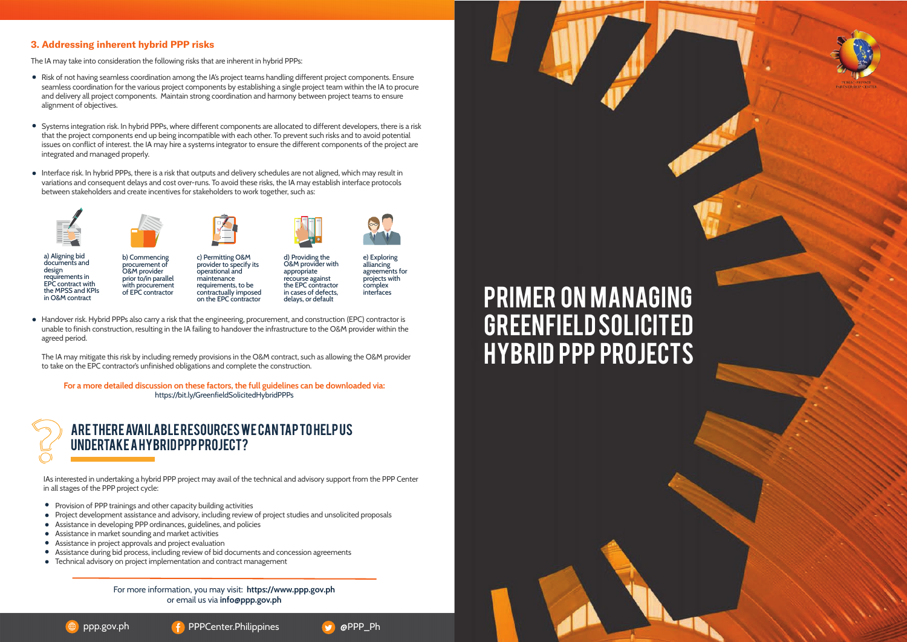### 3. Addressing inherent hybrid PPP risks

The IA may take into consideration the following risks that are inherent in hybrid PPPs:

- Risk of not having seamless coordination among the IA's project teams handling different project components. Ensure seamless coordination for the various project components by establishing a single project team within the IA to procure and delivery all project components. Maintain strong coordination and harmony between project teams to ensure alignment of objectives.

- Systems integration risk. In hybrid PPPs, where different components are allocated to different developers, there is a risk that the project components end up being incompatible with each other. To prevent such risks and to avoid potential issues on conflict of interest. the IA may hire a systems integrator to ensure the different components of the project are integrated and managed properly.

- Interface risk. In hybrid PPPs, there is a risk that outputs and delivery schedules are not aligned, which may result in variations and consequent delays and cost over-runs. To avoid these risks, the IA may establish interface protocols between stakeholders and create incentives for stakeholders to work together, such as:

a) Aligning bid documents and design requirements in EPC contract with the MPSS and KPIs in O&M contract

b) Commencing procurement of O&M provider prior to/in parallel with procurement of EPC contractor

c) Permitting O&M provider to specify its operational and maintenance requirements, to be contractually imposed on the EPC contractor

d) Providing the O&M provider with appropriate recourse against the EPC contractor in cases of defects, delays, or default

e) Exploring alliancing agreements for projects with complex interfaces

- Handover risk. Hybrid PPPs also carry a risk that the engineering, procurement, and construction (EPC) contractor is unable to finish construction, resulting in the IA failing to handover the infrastructure to the O&M provider within the agreed period.

  The IA may mitigate this risk by including remedy provisions in the O&M contract, such as allowing the O&M provider to take on the EPC contractor's unfinished obligations and complete the construction.

**For a more detailed discussion on these factors, the full guidelines can be downloaded via:**
https://bit.ly/GreenfieldSolicitedHybridPPPs

## ARE THERE AVAILABLE RESOURCES WE CAN TAP TO HELP US UNDERTAKE A HYBRID PPP PROJECT?

IAs interested in undertaking a hybrid PPP project may avail of the technical and advisory support from the PPP Center in all stages of the PPP project cycle:

- Provision of PPP trainings and other capacity building activities
- Project development assistance and advisory, including review of project studies and unsolicited proposals
- Assistance in developing PPP ordinances, guidelines, and policies
- Assistance in market sounding and market activities
- Assistance in project approvals and project evaluation
- Assistance during bid process, including review of bid documents and concession agreements
- Technical advisory on project implementation and contract management

For more information, you may visit: **https://www.ppp.gov.ph**
or email us via **info@ppp.gov.ph**

ppp.gov.ph PPPCenter.Philippines @PPP_Ph

PUBLIC-PRIVATE PARTNERSHIP CENTER

# PRIMER ON MANAGING GREENFIELD SOLICITED HYBRID PPP PROJECTS